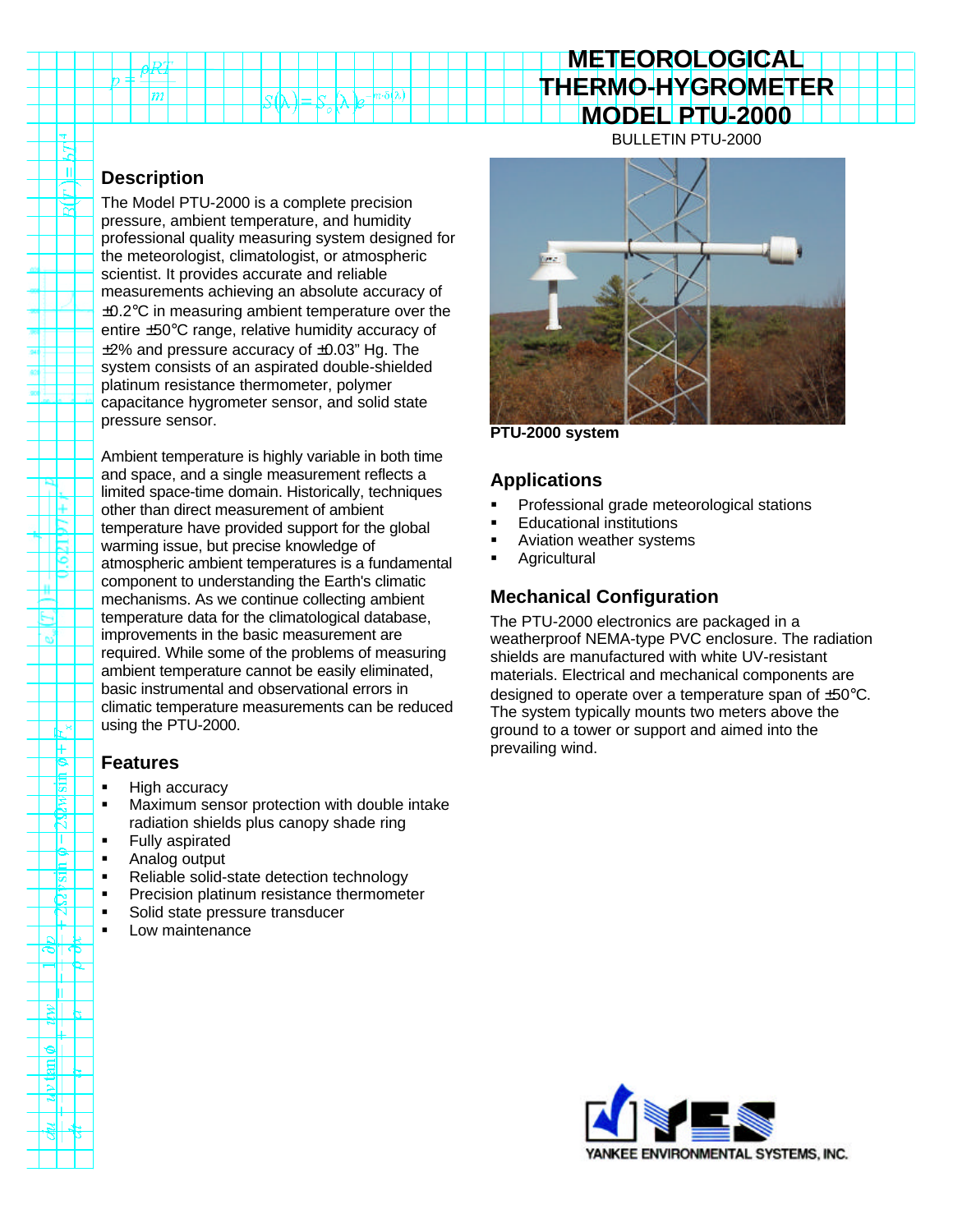# METEOROLOGICAL THERMO-HYGROMETER MODEL PTU-2000

BULLETIN PTU-2000

## Description

The Model PTU-2000 is a complete precision pressure, ambient temperature, and humidity professional quality measuring system designed for the meteorologist, climatologist, or atmospheric scientist. It provides accurate and reliable measurements achieving an absolute accuracy of ±0.2°C in measuring ambient temperature over the entire ±50°C range, relative humidity accuracy of ±2% and pressure accuracy of ±0.03" Hg. The system consists of an aspirated double-shielded platinum resistance thermometer, polymer capacitance hygrometer sensor, and solid state pressure sensor.

Ambient temperature is highly variable in both time and space, and a single measurement reflects a limited space-time domain. Historically, techniques other than direct measurement of ambient temperature have provided support for the global warming issue, but precise knowledge of atmospheric ambient temperatures is a fundamental component to understanding the Earth's climatic mechanisms. As we continue collecting ambient temperature data for the climatological database, improvements in the basic measurement are required. While some of the problems of measuring ambient temperature cannot be easily eliminated, basic instrumental and observational errors in climatic temperature measurements can be reduced using the PTU-2000.

## Features

- High accuracy
- Maximum sensor protection with double intake radiation shields plus canopy shade ring
- Fully aspirated
- Analog output
- Reliable solid-state detection technology
- Precision platinum resistance thermometer
- Solid state pressure transducer
- Low maintenance

PTU-2000 system

## Applications

- Professional grade meteorological stations
- Educational institutions
- Aviation weather systems
- Agricultural

## Mechanical Configuration

The PTU-2000 electronics are packaged in a weatherproof NEMA-type PVC enclosure. The radiation shields are manufactured with white UV-resistant materials. Electrical and mechanical components are designed to operate over a temperature span of ±50°C. The system typically mounts two meters above the ground to a tower or support and aimed into the prevailing wind.

YANKEE ENVIRONMENTAL SYSTEMS, INC.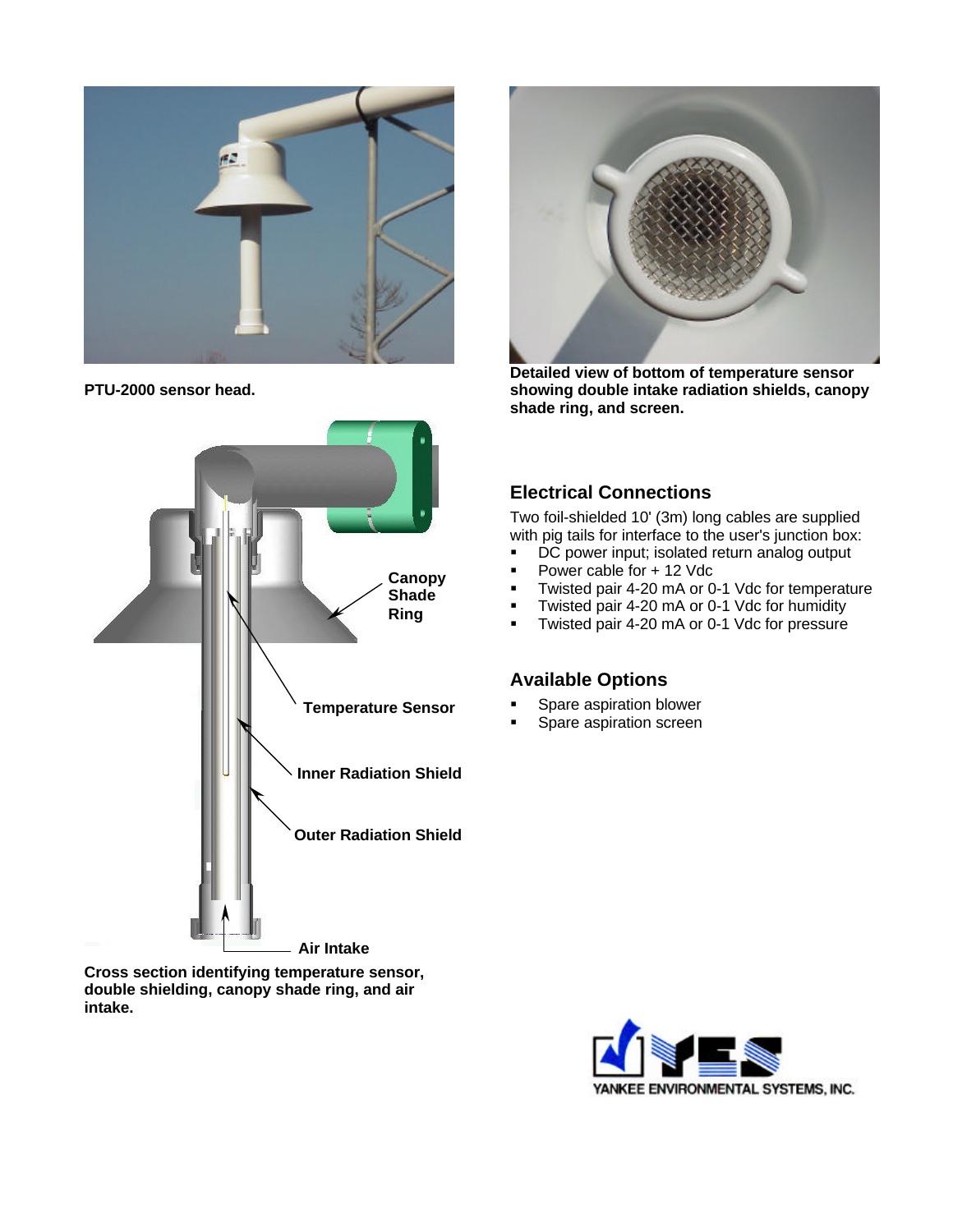PTU-2000 sensor head.

Detailed view of bottom of temperature sensor showing double intake radiation shields, canopy shade ring, and screen.

Canopy Shade Ring

Temperature Sensor

Inner Radiation Shield

Outer Radiation Shield

Air Intake

Cross section identifying temperature sensor, double shielding, canopy shade ring, and air intake.

## Electrical Connections

Two foil-shielded 10' (3m) long cables are supplied with pig tails for interface to the user's junction box:

- DC power input; isolated return analog output
- Power cable for + 12 Vdc
- Twisted pair 4-20 mA or 0-1 Vdc for temperature
- Twisted pair 4-20 mA or 0-1 Vdc for humidity
- Twisted pair 4-20 mA or 0-1 Vdc for pressure

## Available Options

- Spare aspiration blower
- Spare aspiration screen

YANKEE ENVIRONMENTAL SYSTEMS, INC.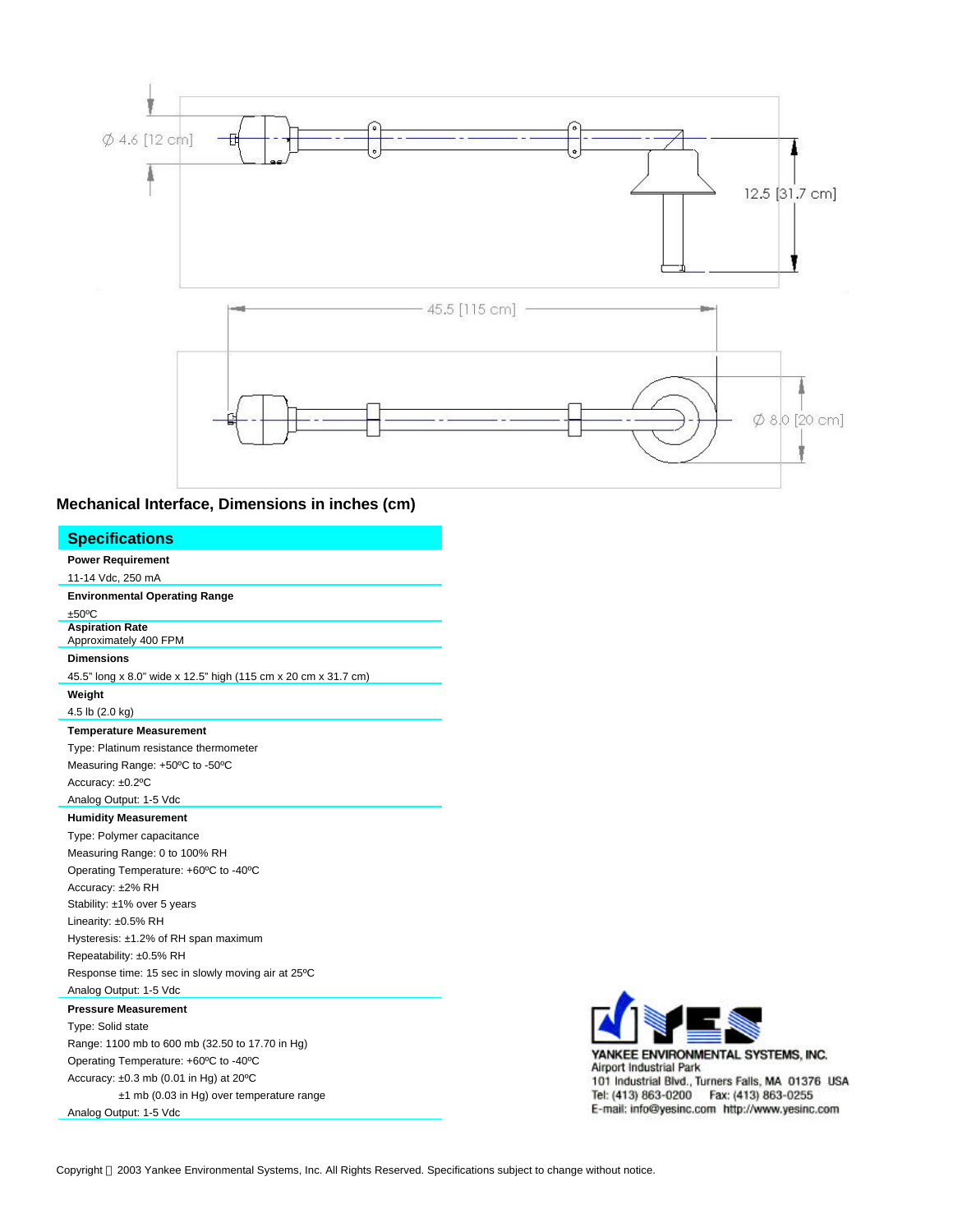Ø 4.6 [12 cm]

12.5 [31.7 cm]

45.5 [115 cm]

Ø 8.0 [20 cm]

**Mechanical Interface, Dimensions in inches (cm)**

## Specifications

**Power Requirement**

11-14 Vdc, 250 mA

**Environmental Operating Range**

±50ºC

**Aspiration Rate**

Approximately 400 FPM

**Dimensions**

45.5" long x 8.0" wide x 12.5" high (115 cm x 20 cm x 31.7 cm)

**Weight**

4.5 lb (2.0 kg)

**Temperature Measurement**

Type: Platinum resistance thermometer

Measuring Range: +50ºC to -50ºC

Accuracy: ±0.2ºC

Analog Output: 1-5 Vdc

**Humidity Measurement**

Type: Polymer capacitance

Measuring Range: 0 to 100% RH

Operating Temperature: +60ºC to -40ºC

Accuracy: ±2% RH

Stability: ±1% over 5 years

Linearity: ±0.5% RH

Hysteresis: ±1.2% of RH span maximum

Repeatability: ±0.5% RH

Response time: 15 sec in slowly moving air at 25ºC

Analog Output: 1-5 Vdc

**Pressure Measurement**

Type: Solid state

Range: 1100 mb to 600 mb (32.50 to 17.70 in Hg)

Operating Temperature: +60ºC to -40ºC

Accuracy: ±0.3 mb (0.01 in Hg) at 20ºC

±1 mb (0.03 in Hg) over temperature range

Analog Output: 1-5 Vdc

YES

YANKEE ENVIRONMENTAL SYSTEMS, INC.
Airport Industrial Park
101 Industrial Blvd., Turners Falls, MA 01376 USA
Tel: (413) 863-0200 Fax: (413) 863-0255
E-mail: info@yesinc.com http://www.yesinc.com

Copyright © 2003 Yankee Environmental Systems, Inc. All Rights Reserved. Specifications subject to change without notice.